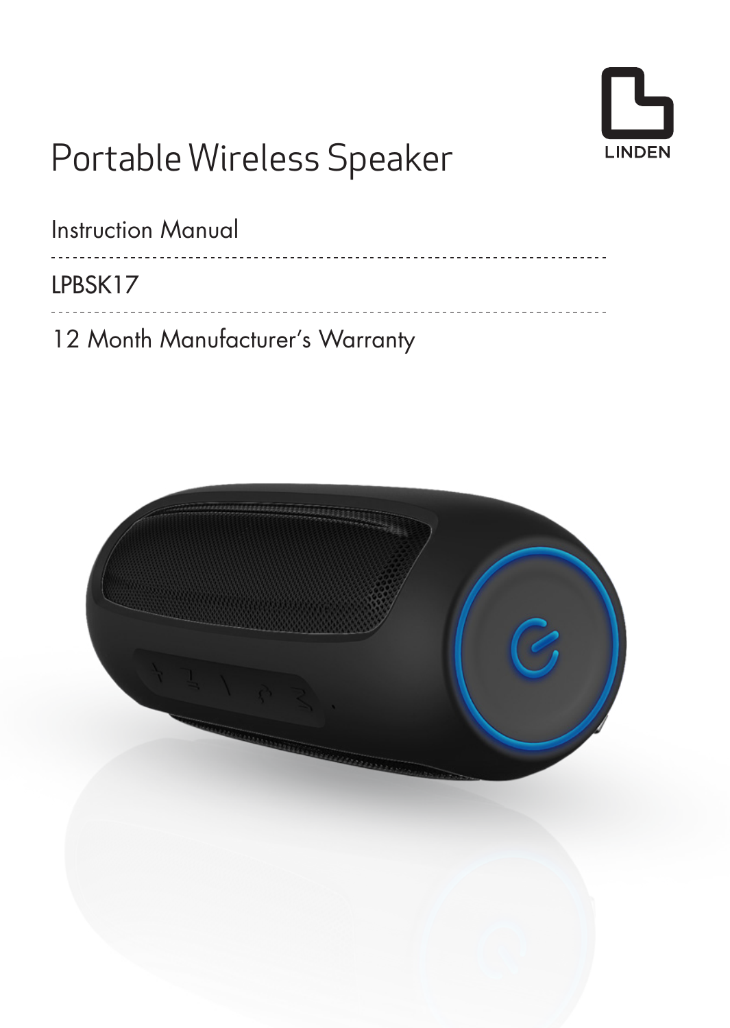LINDEN

# Portable Wireless Speaker

Instruction Manual

LPBSK17

12 Month Manufacturer's Warranty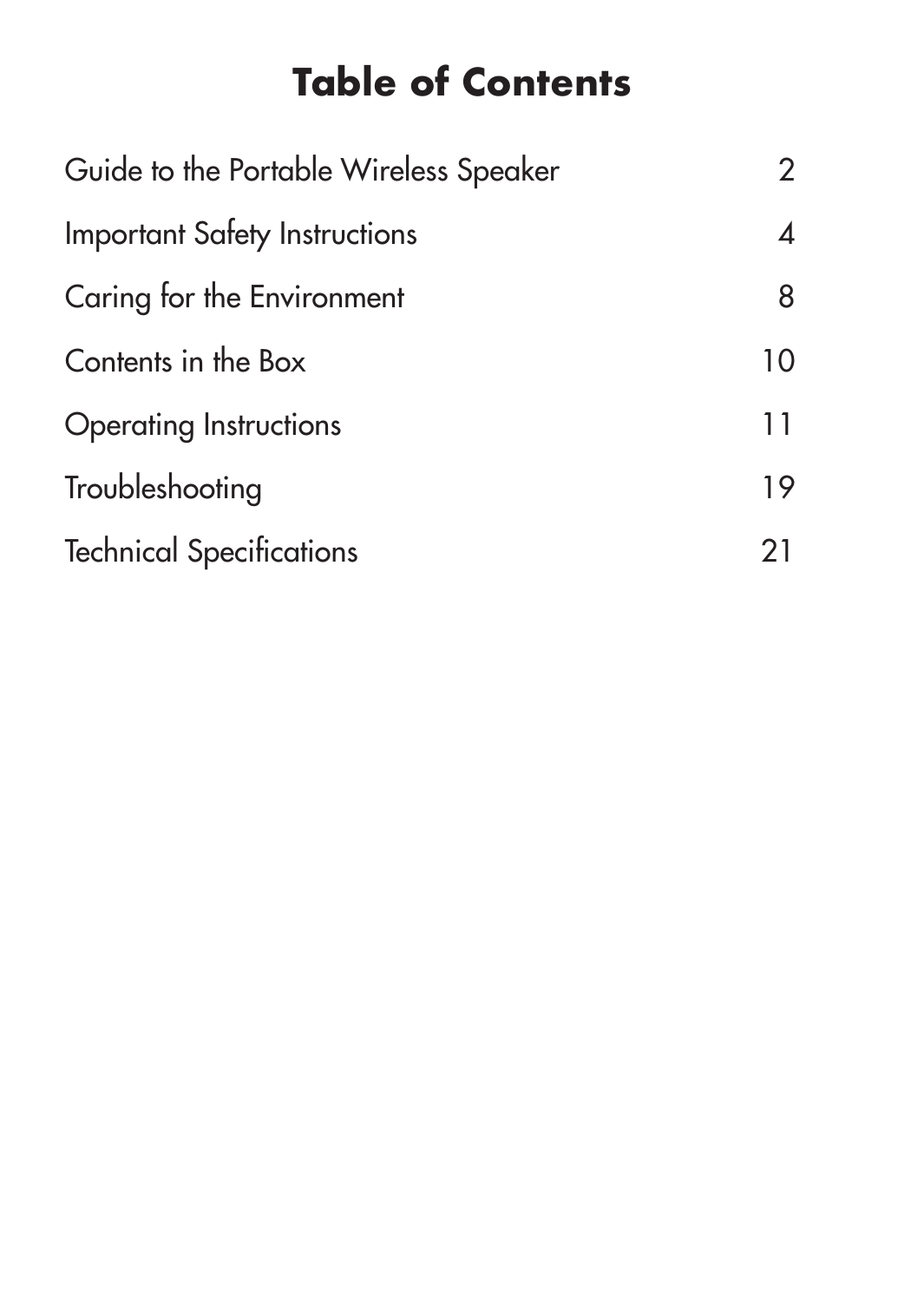# Table of Contents

| | |
|---|---|
| Guide to the Portable Wireless Speaker | 2 |
| Important Safety Instructions | 4 |
| Caring for the Environment | 8 |
| Contents in the Box | 10 |
| Operating Instructions | 11 |
| Troubleshooting | 19 |
| Technical Specifications | 21 |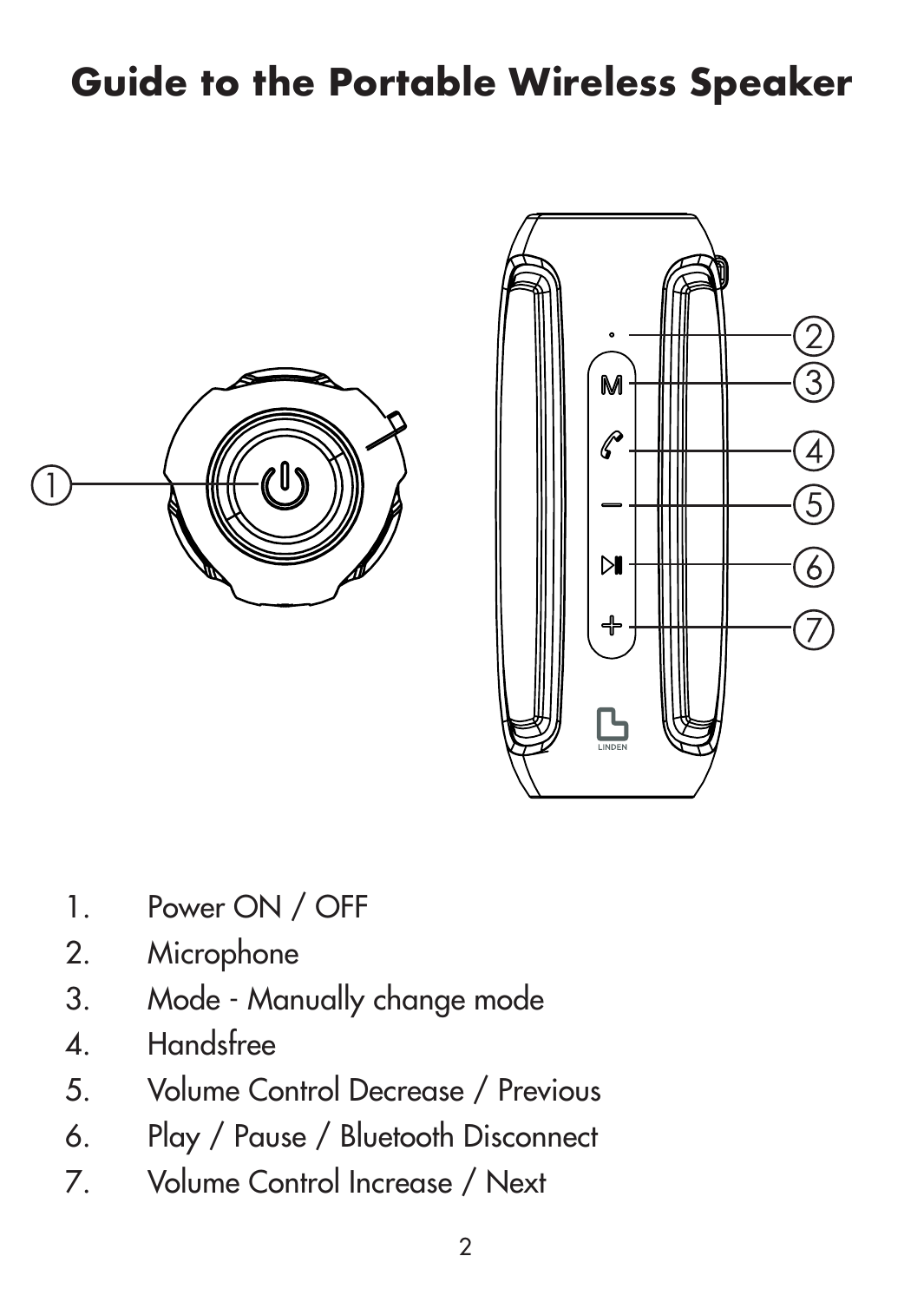# Guide to the Portable Wireless Speaker

1. Power ON / OFF
2. Microphone
3. Mode - Manually change mode
4. Handsfree
5. Volume Control Decrease / Previous
6. Play / Pause / Bluetooth Disconnect
7. Volume Control Increase / Next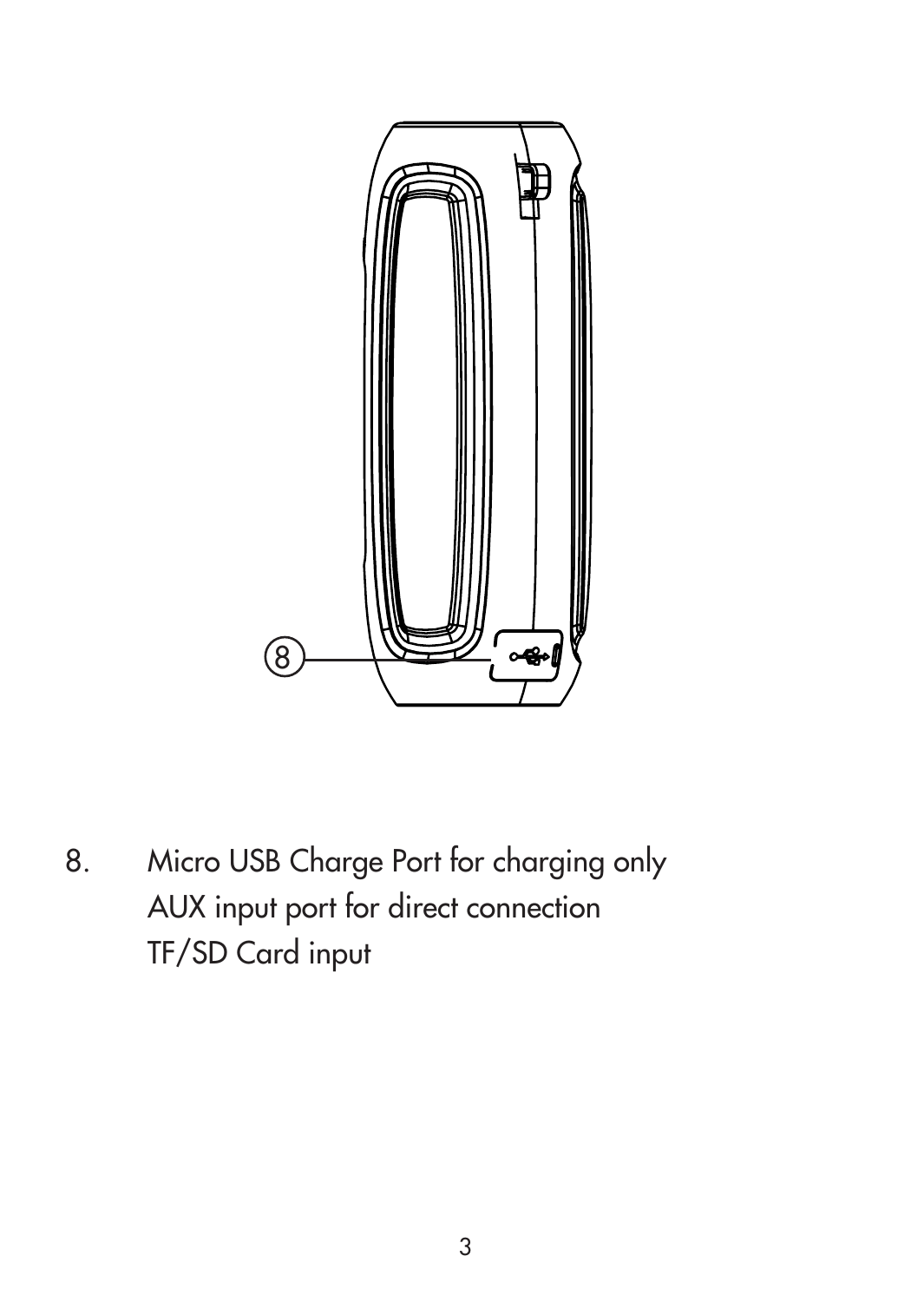8. Micro USB Charge Port for charging only
   AUX input port for direct connection
   TF/SD Card input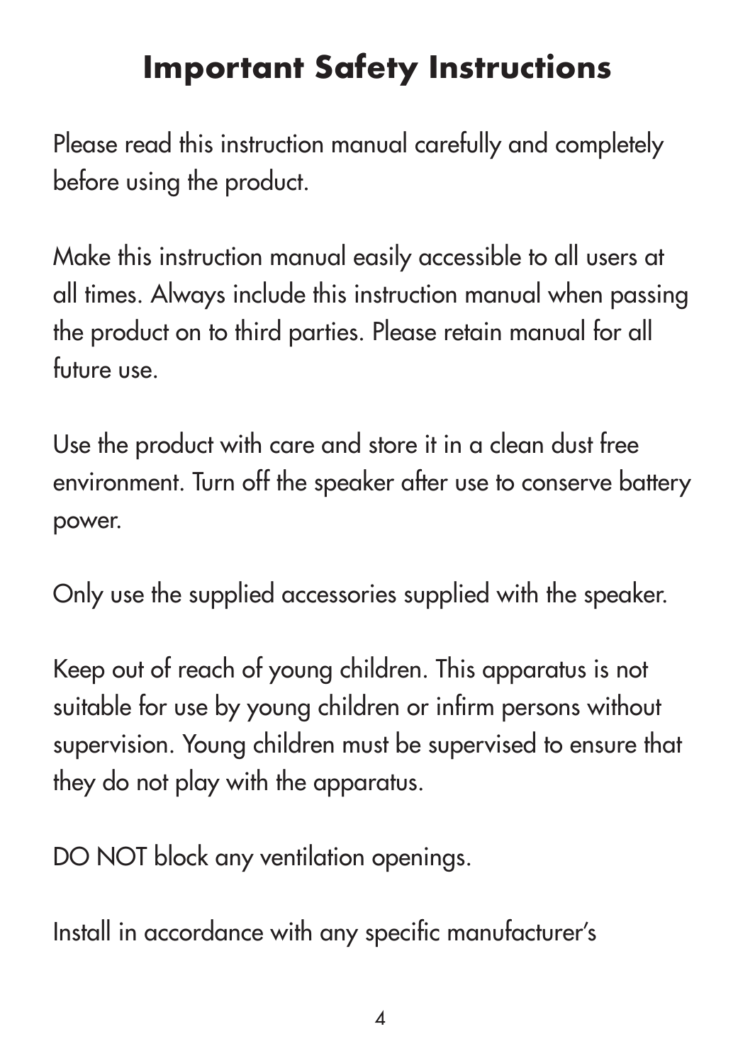# Important Safety Instructions

Please read this instruction manual carefully and completely before using the product.

Make this instruction manual easily accessible to all users at all times. Always include this instruction manual when passing the product on to third parties. Please retain manual for all future use.

Use the product with care and store it in a clean dust free environment. Turn off the speaker after use to conserve battery power.

Only use the supplied accessories supplied with the speaker.

Keep out of reach of young children. This apparatus is not suitable for use by young children or infirm persons without supervision. Young children must be supervised to ensure that they do not play with the apparatus.

DO NOT block any ventilation openings.

Install in accordance with any specific manufacturer's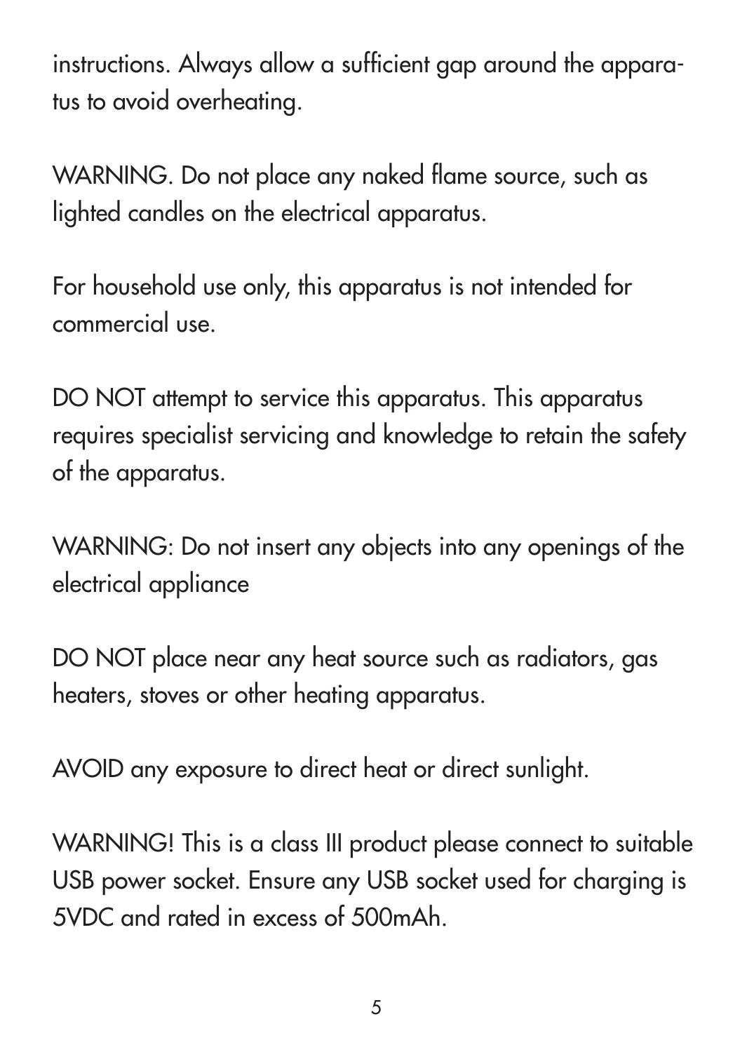instructions. Always allow a sufficient gap around the apparatus to avoid overheating.

WARNING. Do not place any naked flame source, such as lighted candles on the electrical apparatus.

For household use only, this apparatus is not intended for commercial use.

DO NOT attempt to service this apparatus. This apparatus requires specialist servicing and knowledge to retain the safety of the apparatus.

WARNING: Do not insert any objects into any openings of the electrical appliance

DO NOT place near any heat source such as radiators, gas heaters, stoves or other heating apparatus.

AVOID any exposure to direct heat or direct sunlight.

WARNING! This is a class III product please connect to suitable USB power socket. Ensure any USB socket used for charging is 5VDC and rated in excess of 500mAh.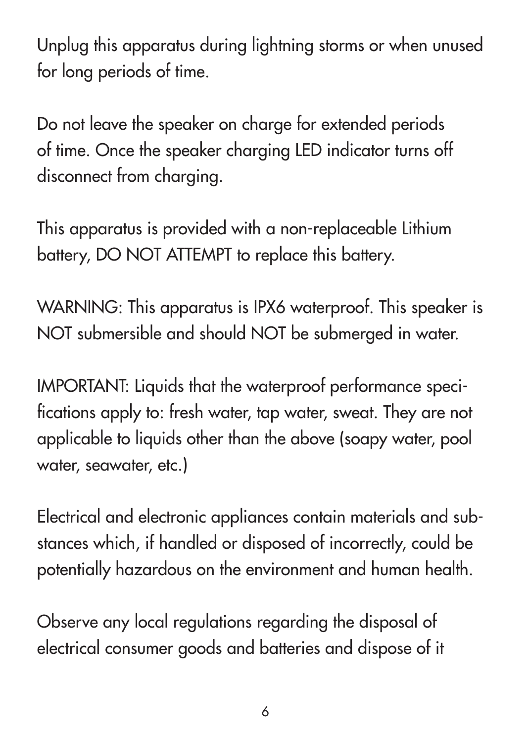Unplug this apparatus during lightning storms or when unused for long periods of time.

Do not leave the speaker on charge for extended periods of time. Once the speaker charging LED indicator turns off disconnect from charging.

This apparatus is provided with a non-replaceable Lithium battery, DO NOT ATTEMPT to replace this battery.

WARNING: This apparatus is IPX6 waterproof. This speaker is NOT submersible and should NOT be submerged in water.

IMPORTANT: Liquids that the waterproof performance specifications apply to: fresh water, tap water, sweat. They are not applicable to liquids other than the above (soapy water, pool water, seawater, etc.)

Electrical and electronic appliances contain materials and substances which, if handled or disposed of incorrectly, could be potentially hazardous on the environment and human health.

Observe any local regulations regarding the disposal of electrical consumer goods and batteries and dispose of it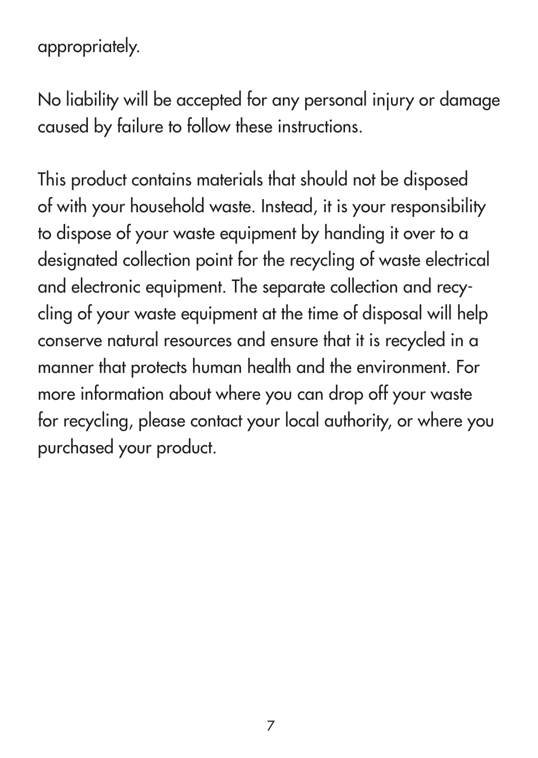appropriately.

No liability will be accepted for any personal injury or damage caused by failure to follow these instructions.

This product contains materials that should not be disposed of with your household waste. Instead, it is your responsibility to dispose of your waste equipment by handing it over to a designated collection point for the recycling of waste electrical and electronic equipment. The separate collection and recycling of your waste equipment at the time of disposal will help conserve natural resources and ensure that it is recycled in a manner that protects human health and the environment. For more information about where you can drop off your waste for recycling, please contact your local authority, or where you purchased your product.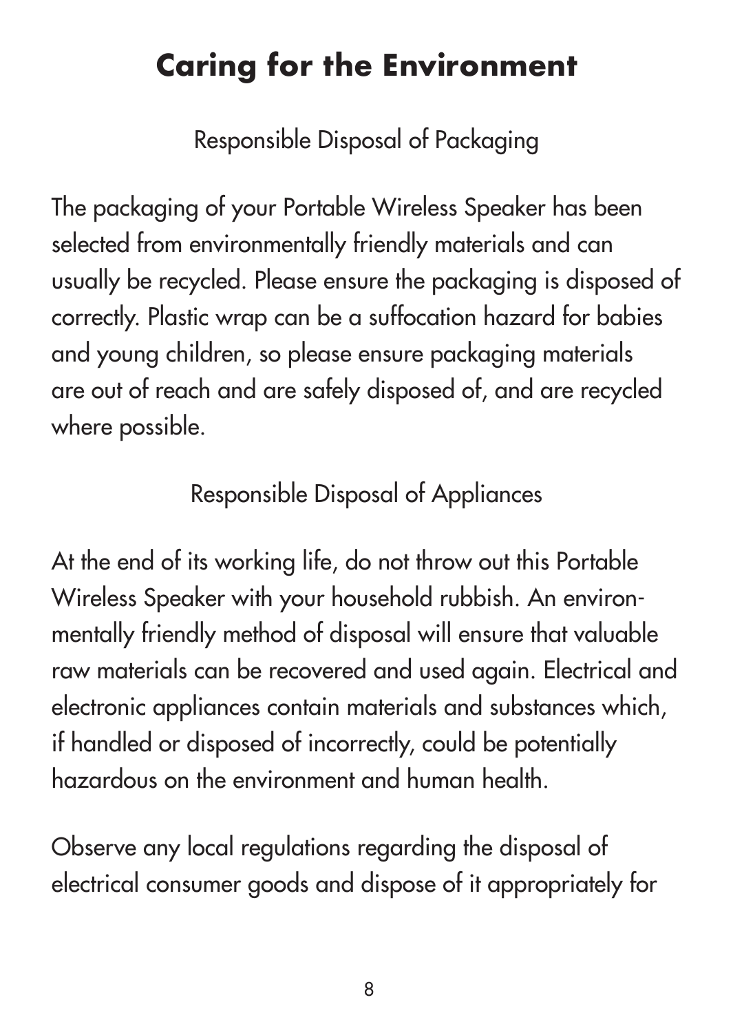# Caring for the Environment

## Responsible Disposal of Packaging

The packaging of your Portable Wireless Speaker has been selected from environmentally friendly materials and can usually be recycled. Please ensure the packaging is disposed of correctly. Plastic wrap can be a suffocation hazard for babies and young children, so please ensure packaging materials are out of reach and are safely disposed of, and are recycled where possible.

## Responsible Disposal of Appliances

At the end of its working life, do not throw out this Portable Wireless Speaker with your household rubbish. An environmentally friendly method of disposal will ensure that valuable raw materials can be recovered and used again. Electrical and electronic appliances contain materials and substances which, if handled or disposed of incorrectly, could be potentially hazardous on the environment and human health.

Observe any local regulations regarding the disposal of electrical consumer goods and dispose of it appropriately for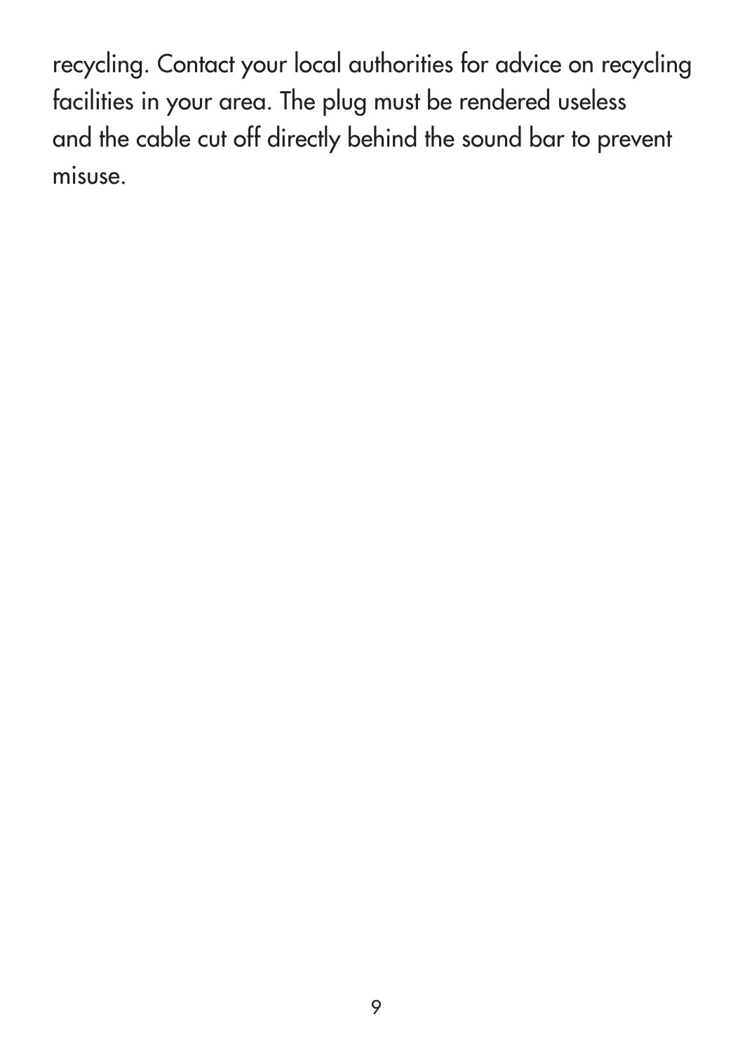recycling. Contact your local authorities for advice on recycling facilities in your area. The plug must be rendered useless and the cable cut off directly behind the sound bar to prevent misuse.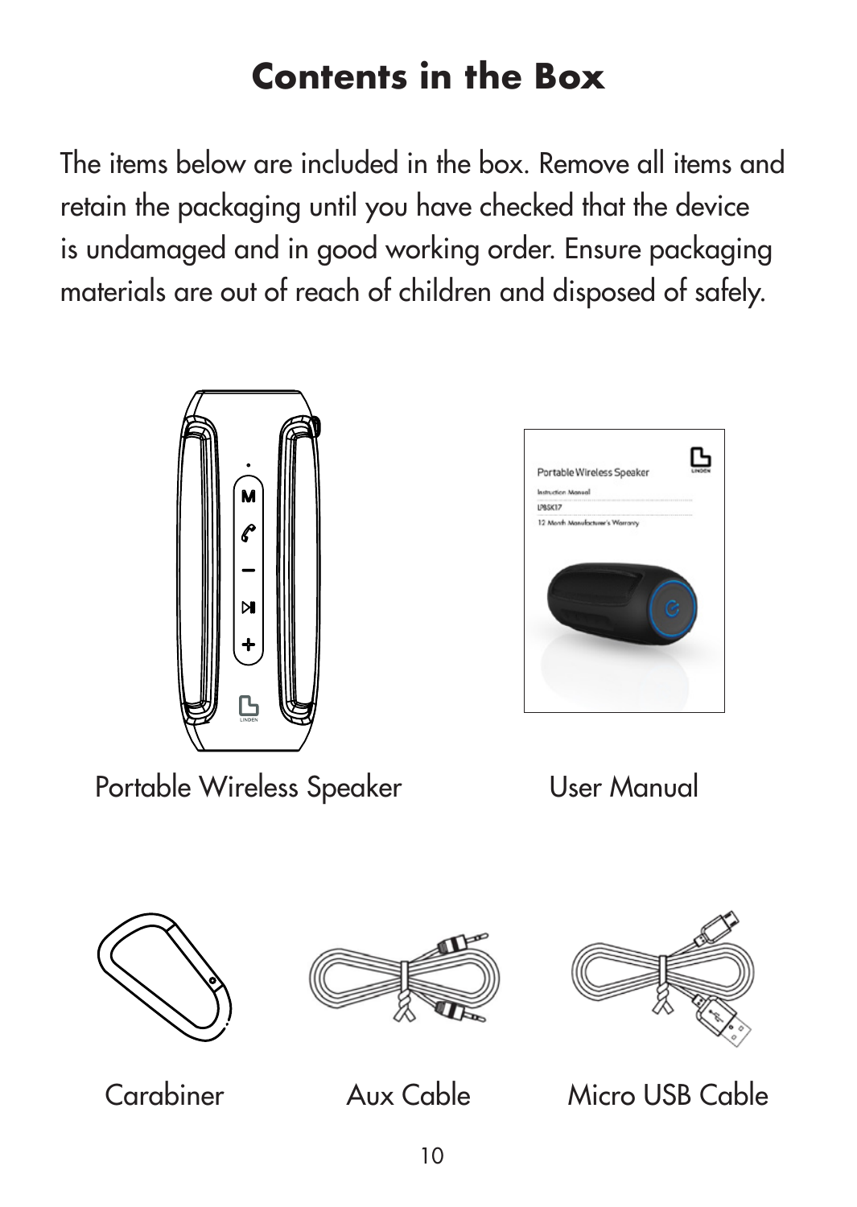# Contents in the Box

The items below are included in the box. Remove all items and retain the packaging until you have checked that the device is undamaged and in good working order. Ensure packaging materials are out of reach of children and disposed of safely.

Portable Wireless Speaker

User Manual

Carabiner

Aux Cable

Micro USB Cable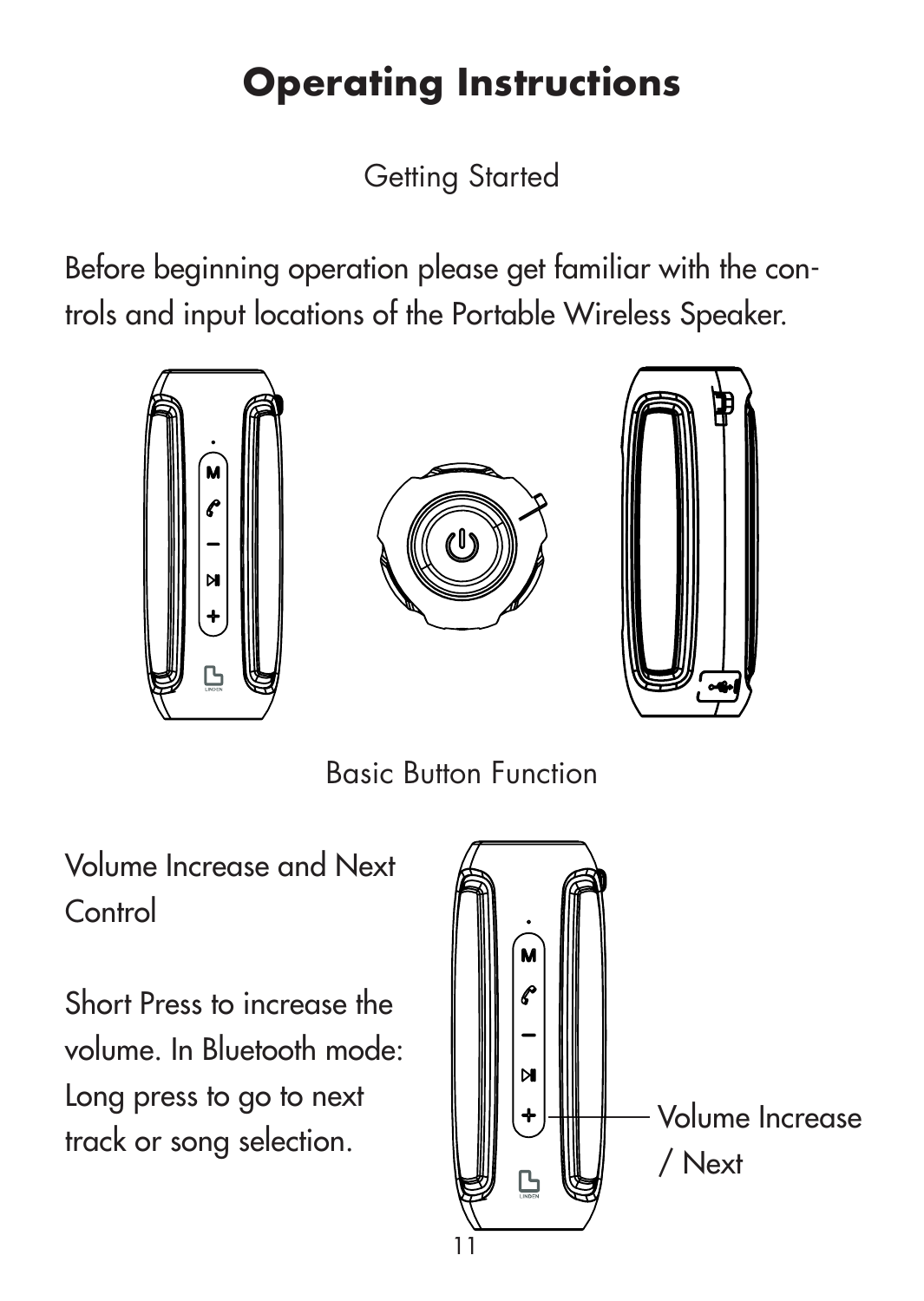# Operating Instructions

Getting Started

Before beginning operation please get familiar with the controls and input locations of the Portable Wireless Speaker.

Basic Button Function

Volume Increase and Next Control

Short Press to increase the volume. In Bluetooth mode: Long press to go to next track or song selection.

Volume Increase / Next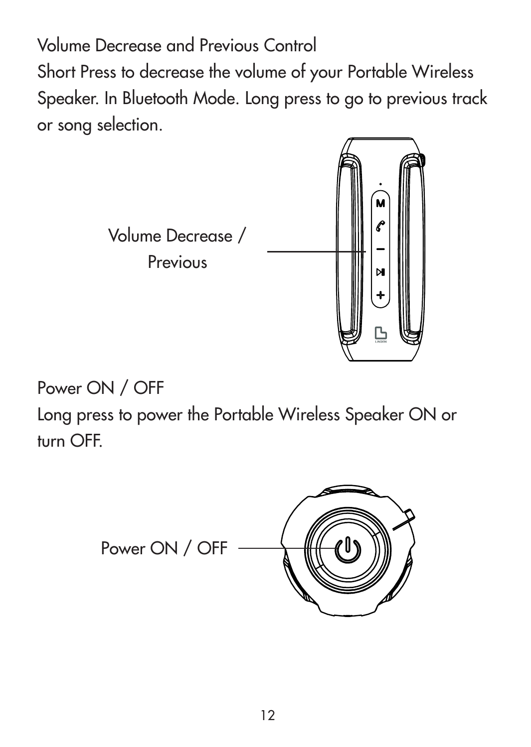Volume Decrease and Previous Control

Short Press to decrease the volume of your Portable Wireless Speaker. In Bluetooth Mode. Long press to go to previous track or song selection.

Volume Decrease / Previous

Power ON / OFF

Long press to power the Portable Wireless Speaker ON or turn OFF.

Power ON / OFF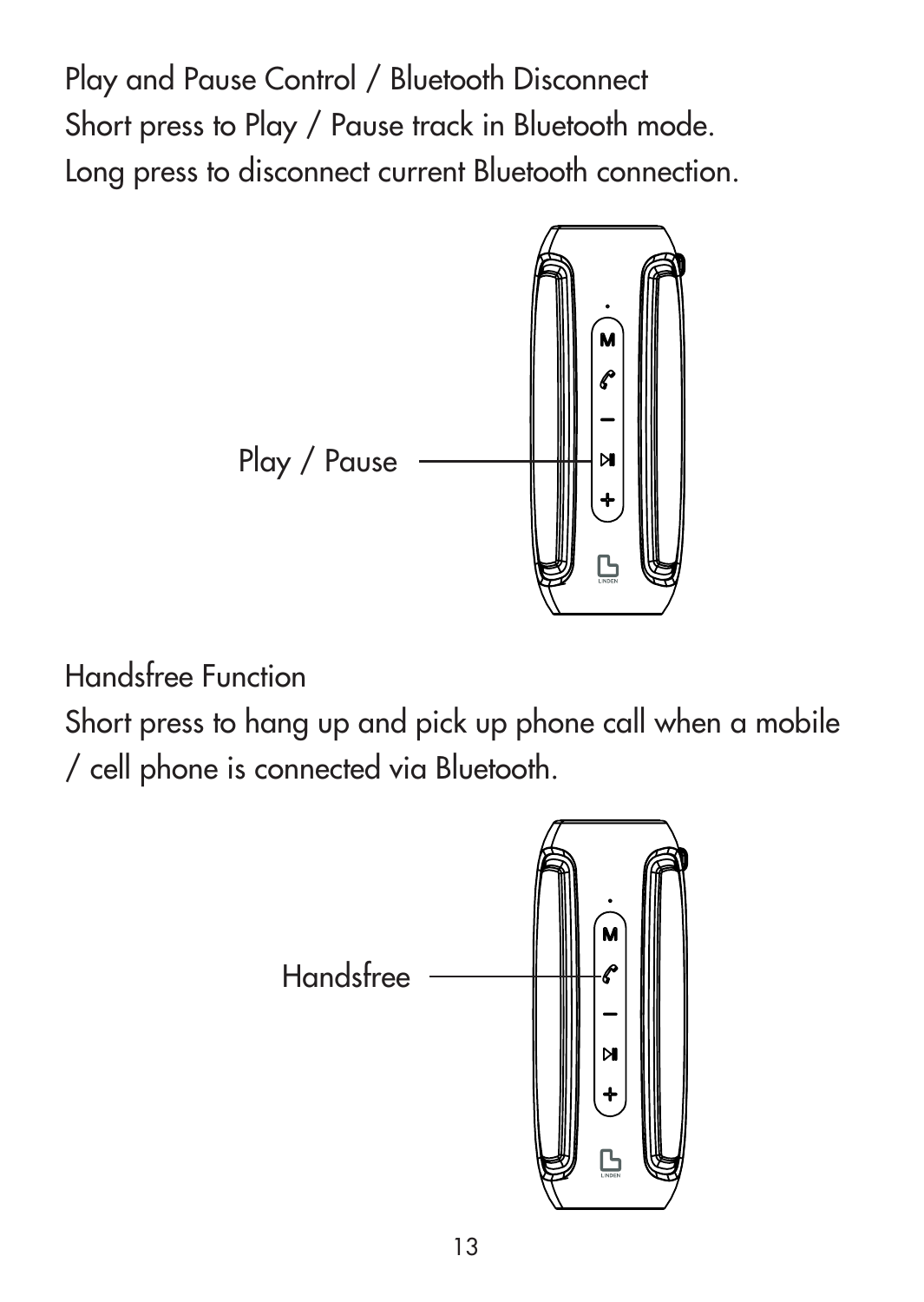## Play and Pause Control / Bluetooth Disconnect

Short press to Play / Pause track in Bluetooth mode.
Long press to disconnect current Bluetooth connection.

Play / Pause

## Handsfree Function

Short press to hang up and pick up phone call when a mobile / cell phone is connected via Bluetooth.

Handsfree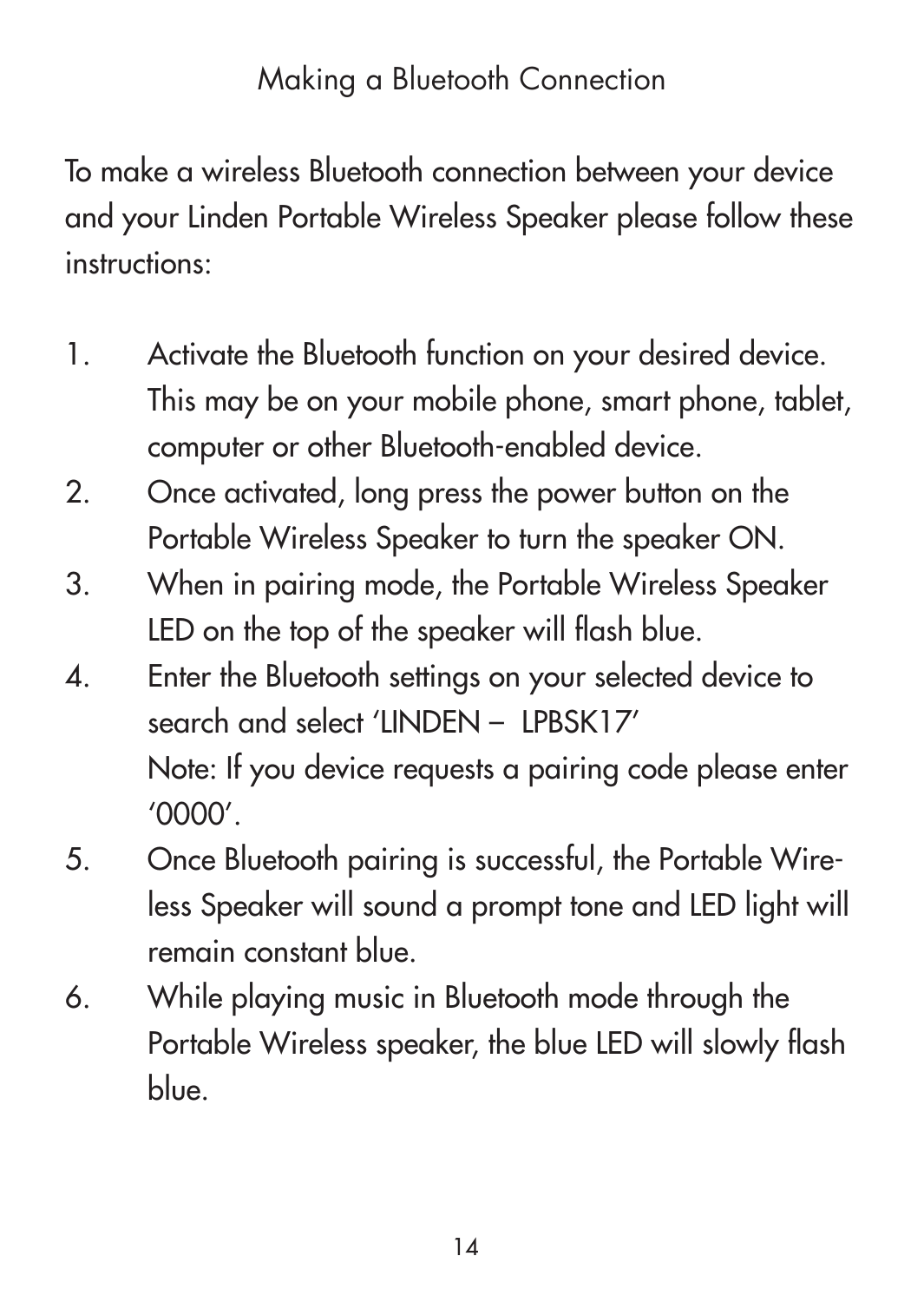## Making a Bluetooth Connection

To make a wireless Bluetooth connection between your device and your Linden Portable Wireless Speaker please follow these instructions:

1. Activate the Bluetooth function on your desired device. This may be on your mobile phone, smart phone, tablet, computer or other Bluetooth-enabled device.
2. Once activated, long press the power button on the Portable Wireless Speaker to turn the speaker ON.
3. When in pairing mode, the Portable Wireless Speaker LED on the top of the speaker will flash blue.
4. Enter the Bluetooth settings on your selected device to search and select 'LINDEN – LPBSK17'
   Note: If you device requests a pairing code please enter '0000'.
5. Once Bluetooth pairing is successful, the Portable Wireless Speaker will sound a prompt tone and LED light will remain constant blue.
6. While playing music in Bluetooth mode through the Portable Wireless speaker, the blue LED will slowly flash blue.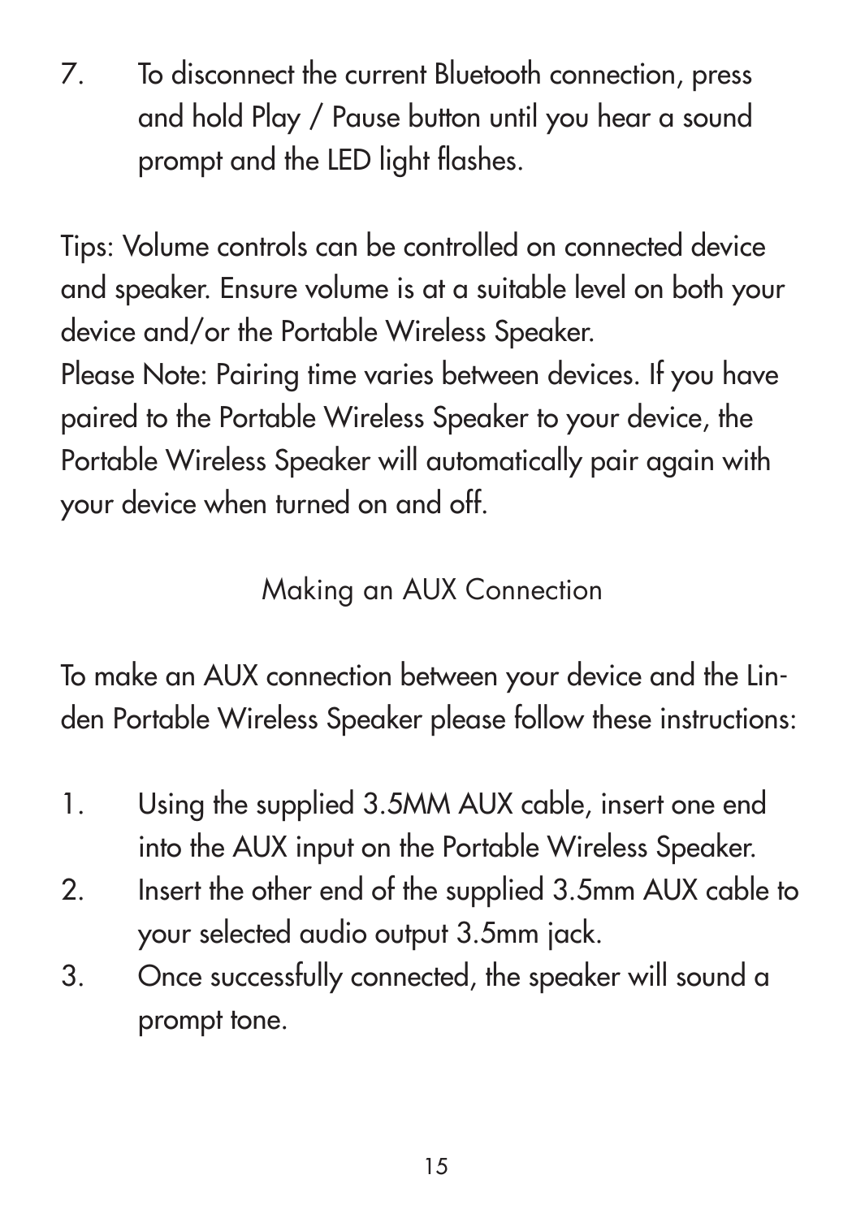7. To disconnect the current Bluetooth connection, press and hold Play / Pause button until you hear a sound prompt and the LED light flashes.

Tips: Volume controls can be controlled on connected device and speaker. Ensure volume is at a suitable level on both your device and/or the Portable Wireless Speaker.
Please Note: Pairing time varies between devices. If you have paired to the Portable Wireless Speaker to your device, the Portable Wireless Speaker will automatically pair again with your device when turned on and off.

## Making an AUX Connection

To make an AUX connection between your device and the Linden Portable Wireless Speaker please follow these instructions:

1. Using the supplied 3.5MM AUX cable, insert one end into the AUX input on the Portable Wireless Speaker.
2. Insert the other end of the supplied 3.5mm AUX cable to your selected audio output 3.5mm jack.
3. Once successfully connected, the speaker will sound a prompt tone.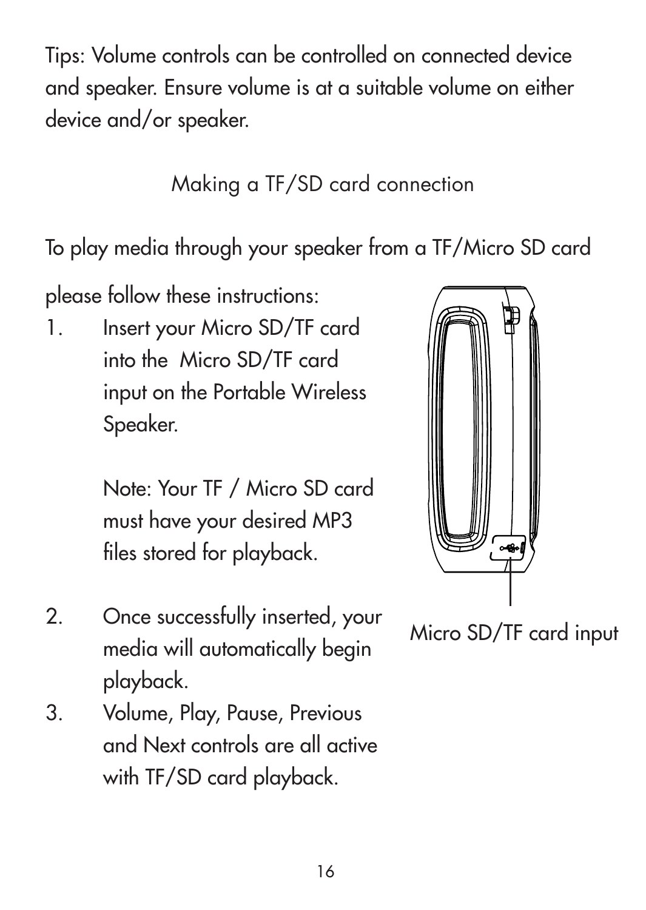Tips: Volume controls can be controlled on connected device and speaker. Ensure volume is at a suitable volume on either device and/or speaker.

## Making a TF/SD card connection

To play media through your speaker from a TF/Micro SD card please follow these instructions:

1. Insert your Micro SD/TF card into the Micro SD/TF card input on the Portable Wireless Speaker.

   Note: Your TF / Micro SD card must have your desired MP3 files stored for playback.

2. Once successfully inserted, your media will automatically begin playback.
3. Volume, Play, Pause, Previous and Next controls are all active with TF/SD card playback.

Micro SD/TF card input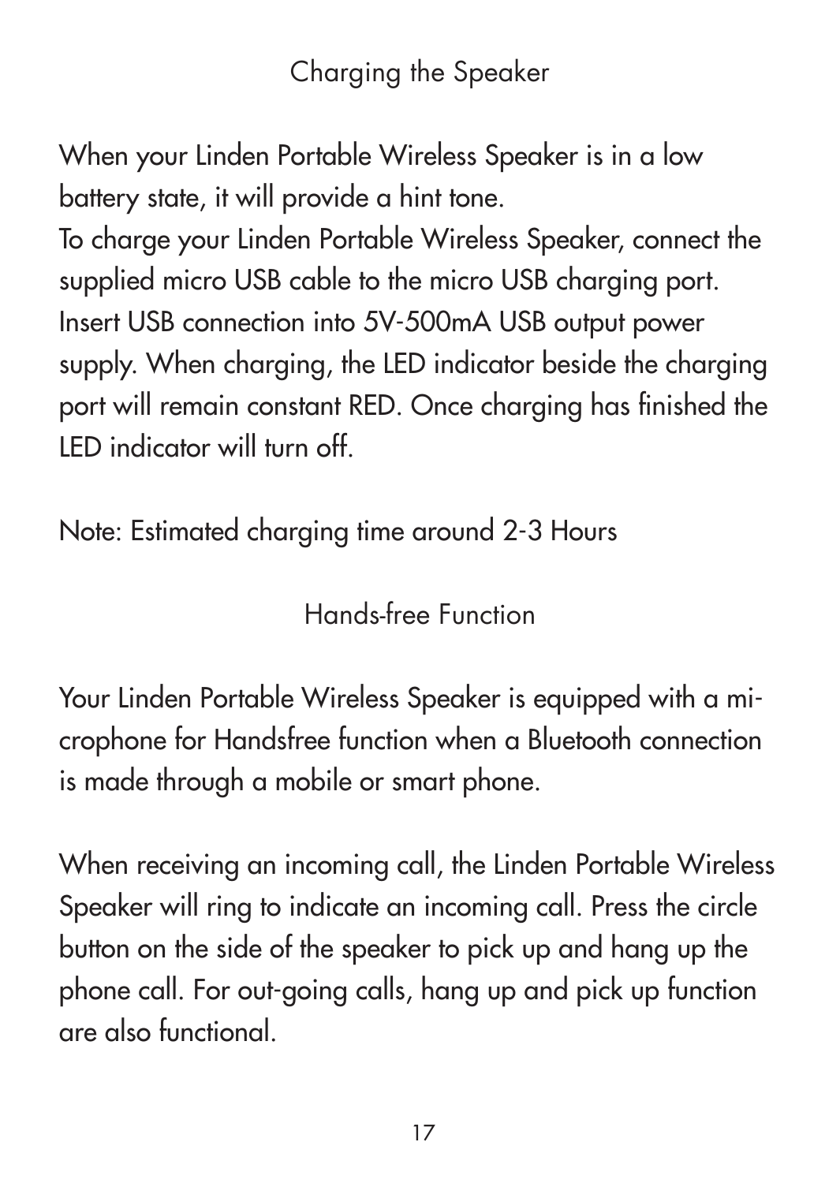## Charging the Speaker

When your Linden Portable Wireless Speaker is in a low battery state, it will provide a hint tone.
To charge your Linden Portable Wireless Speaker, connect the supplied micro USB cable to the micro USB charging port. Insert USB connection into 5V-500mA USB output power supply. When charging, the LED indicator beside the charging port will remain constant RED. Once charging has finished the LED indicator will turn off.

Note: Estimated charging time around 2-3 Hours

## Hands-free Function

Your Linden Portable Wireless Speaker is equipped with a microphone for Handsfree function when a Bluetooth connection is made through a mobile or smart phone.

When receiving an incoming call, the Linden Portable Wireless Speaker will ring to indicate an incoming call. Press the circle button on the side of the speaker to pick up and hang up the phone call. For out-going calls, hang up and pick up function are also functional.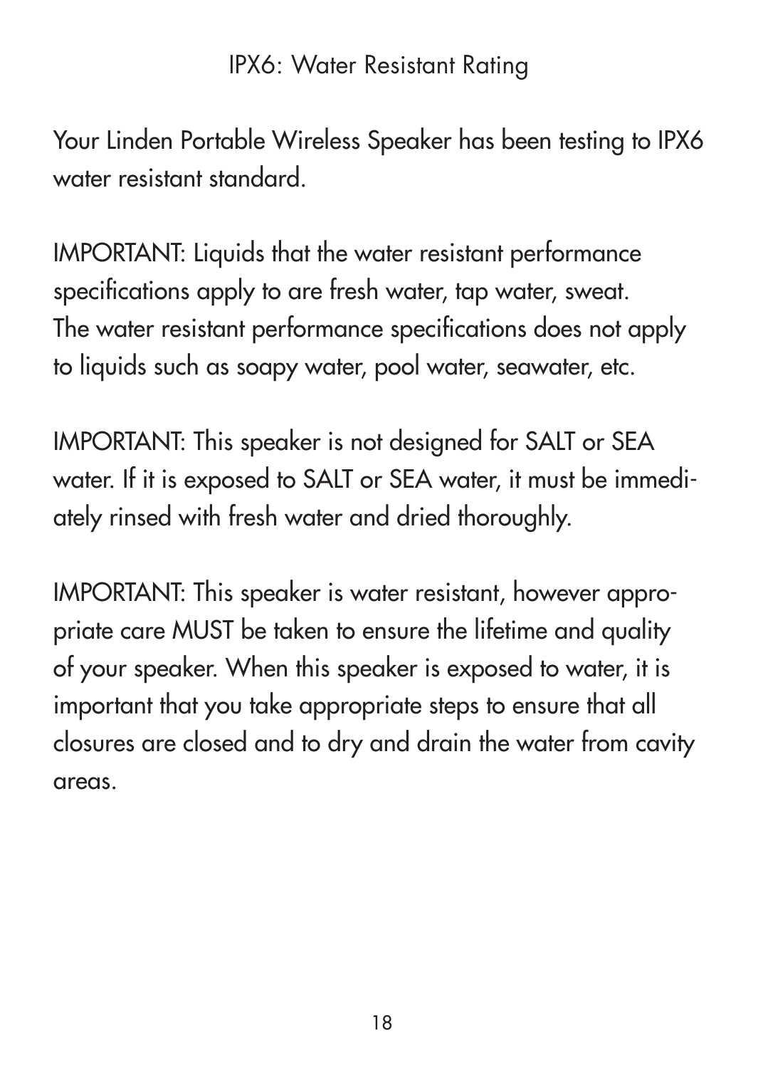# IPX6: Water Resistant Rating

Your Linden Portable Wireless Speaker has been testing to IPX6 water resistant standard.

IMPORTANT: Liquids that the water resistant performance specifications apply to are fresh water, tap water, sweat. The water resistant performance specifications does not apply to liquids such as soapy water, pool water, seawater, etc.

IMPORTANT: This speaker is not designed for SALT or SEA water. If it is exposed to SALT or SEA water, it must be immediately rinsed with fresh water and dried thoroughly.

IMPORTANT: This speaker is water resistant, however appropriate care MUST be taken to ensure the lifetime and quality of your speaker. When this speaker is exposed to water, it is important that you take appropriate steps to ensure that all closures are closed and to dry and drain the water from cavity areas.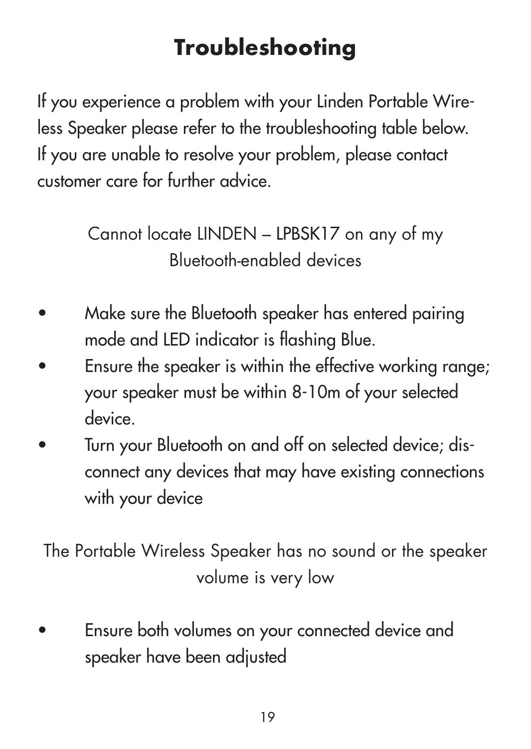# Troubleshooting

If you experience a problem with your Linden Portable Wireless Speaker please refer to the troubleshooting table below. If you are unable to resolve your problem, please contact customer care for further advice.

Cannot locate LINDEN – LPBSK17 on any of my Bluetooth-enabled devices

- Make sure the Bluetooth speaker has entered pairing mode and LED indicator is flashing Blue.
- Ensure the speaker is within the effective working range; your speaker must be within 8-10m of your selected device.
- Turn your Bluetooth on and off on selected device; disconnect any devices that may have existing connections with your device

The Portable Wireless Speaker has no sound or the speaker volume is very low

- Ensure both volumes on your connected device and speaker have been adjusted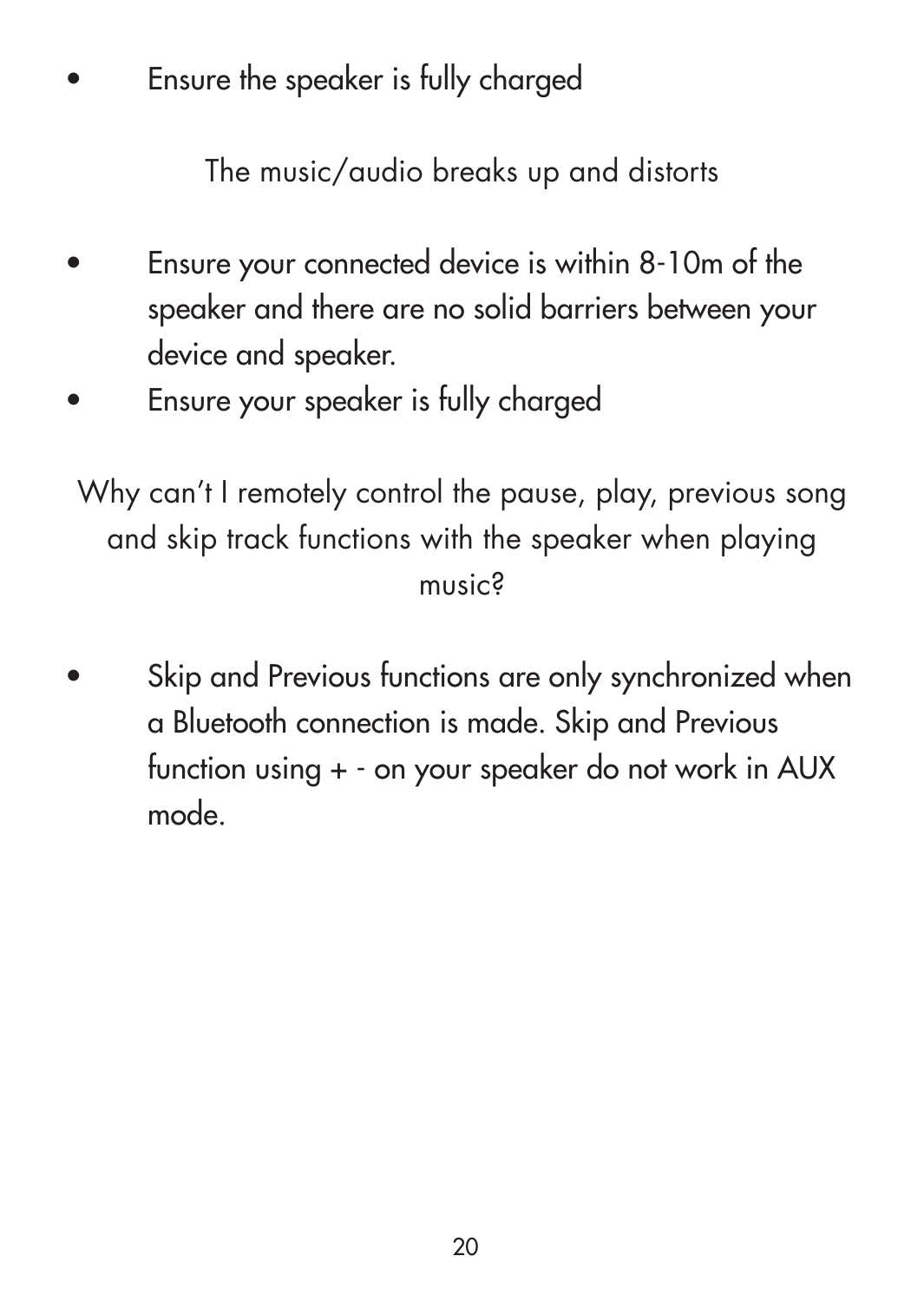- Ensure the speaker is fully charged

## The music/audio breaks up and distorts

- Ensure your connected device is within 8-10m of the speaker and there are no solid barriers between your device and speaker.
- Ensure your speaker is fully charged

## Why can't I remotely control the pause, play, previous song and skip track functions with the speaker when playing music?

- Skip and Previous functions are only synchronized when a Bluetooth connection is made. Skip and Previous function using + - on your speaker do not work in AUX mode.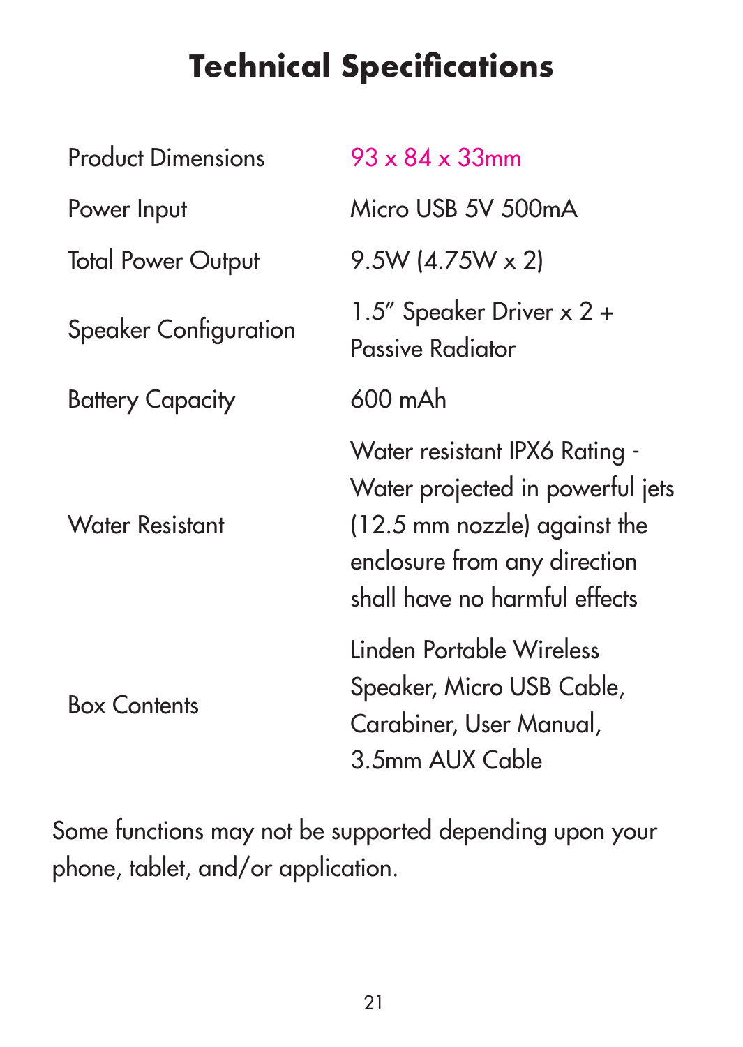# Technical Specifications

| | |
|---|---|
| Product Dimensions | 93 x 84 x 33mm |
| Power Input | Micro USB 5V 500mA |
| Total Power Output | 9.5W (4.75W x 2) |
| Speaker Configuration | 1.5" Speaker Driver x 2 + Passive Radiator |
| Battery Capacity | 600 mAh |
| Water Resistant | Water resistant IPX6 Rating - Water projected in powerful jets (12.5 mm nozzle) against the enclosure from any direction shall have no harmful effects |
| Box Contents | Linden Portable Wireless Speaker, Micro USB Cable, Carabiner, User Manual, 3.5mm AUX Cable |

Some functions may not be supported depending upon your phone, tablet, and/or application.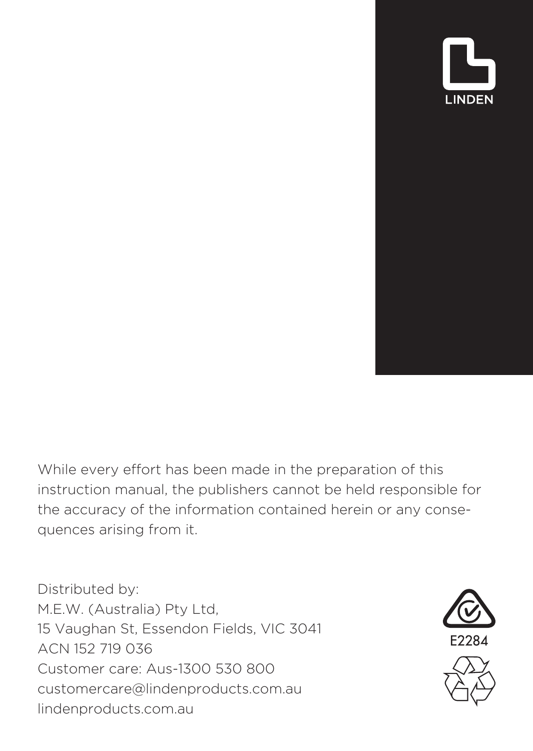LINDEN

While every effort has been made in the preparation of this instruction manual, the publishers cannot be held responsible for the accuracy of the information contained herein or any consequences arising from it.

Distributed by:
M.E.W. (Australia) Pty Ltd,
15 Vaughan St, Essendon Fields, VIC 3041
ACN 152 719 036
Customer care: Aus-1300 530 800
customercare@lindenproducts.com.au
lindenproducts.com.au

E2284